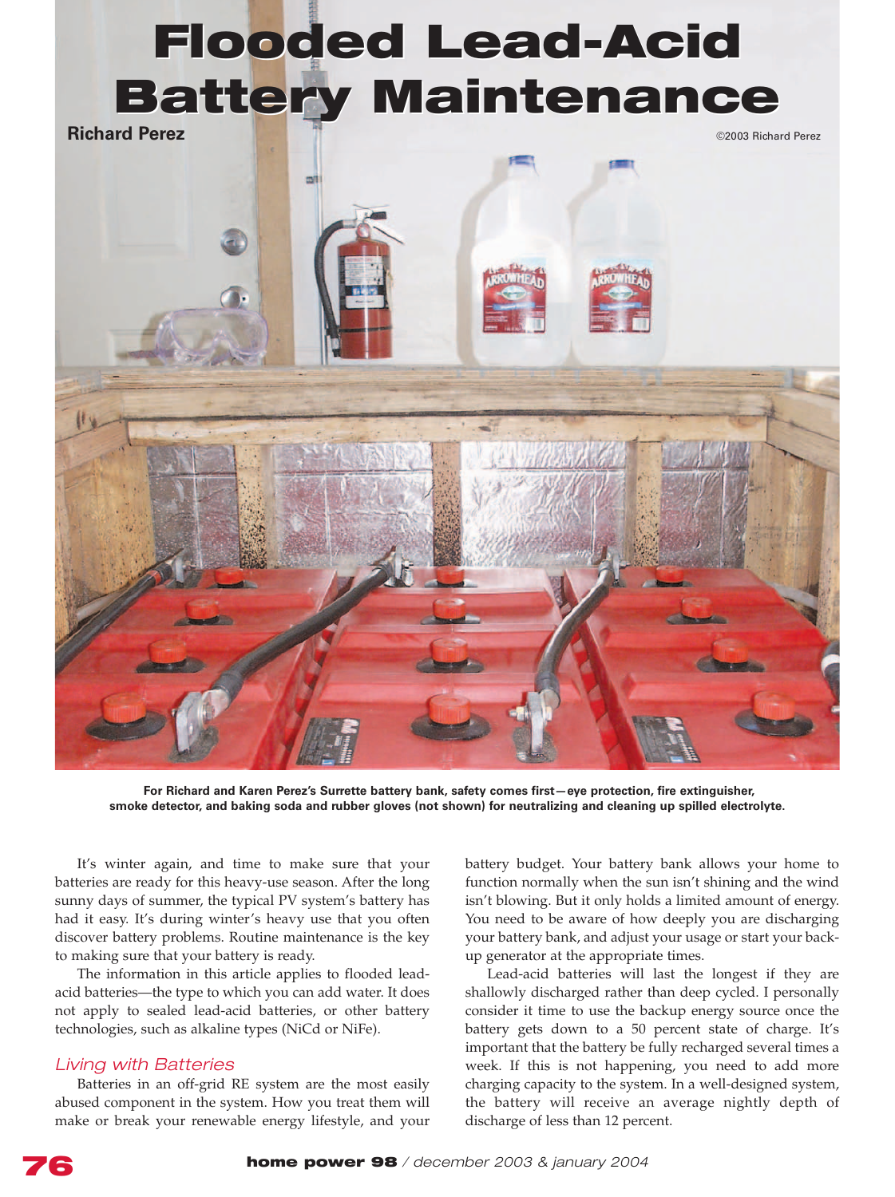# Flooded Lead-Acid Battery Maintenance

**Richard Perez**

©2003 Richard Perez

**For Richard and Karen Perez's Surrette battery bank, safety comes first—eye protection, fire extinguisher, smoke detector, and baking soda and rubber gloves (not shown) for neutralizing and cleaning up spilled electrolyte.**

It's winter again, and time to make sure that your batteries are ready for this heavy-use season. After the long sunny days of summer, the typical PV system's battery has had it easy. It's during winter's heavy use that you often discover battery problems. Routine maintenance is the key to making sure that your battery is ready.

The information in this article applies to flooded lead-acid batteries—the type to which you can add water. It does not apply to sealed lead-acid batteries, or other battery technologies, such as alkaline types (NiCd or NiFe).

## *Living with Batteries*

Batteries in an off-grid RE system are the most easily abused component in the system. How you treat them will make or break your renewable energy lifestyle, and your battery budget. Your battery bank allows your home to function normally when the sun isn't shining and the wind isn't blowing. But it only holds a limited amount of energy. You need to be aware of how deeply you are discharging your battery bank, and adjust your usage or start your back-up generator at the appropriate times.

Lead-acid batteries will last the longest if they are shallowly discharged rather than deep cycled. I personally consider it time to use the backup energy source once the battery gets down to a 50 percent state of charge. It's important that the battery be fully recharged several times a week. If this is not happening, you need to add more charging capacity to the system. In a well-designed system, the battery will receive an average nightly depth of discharge of less than 12 percent.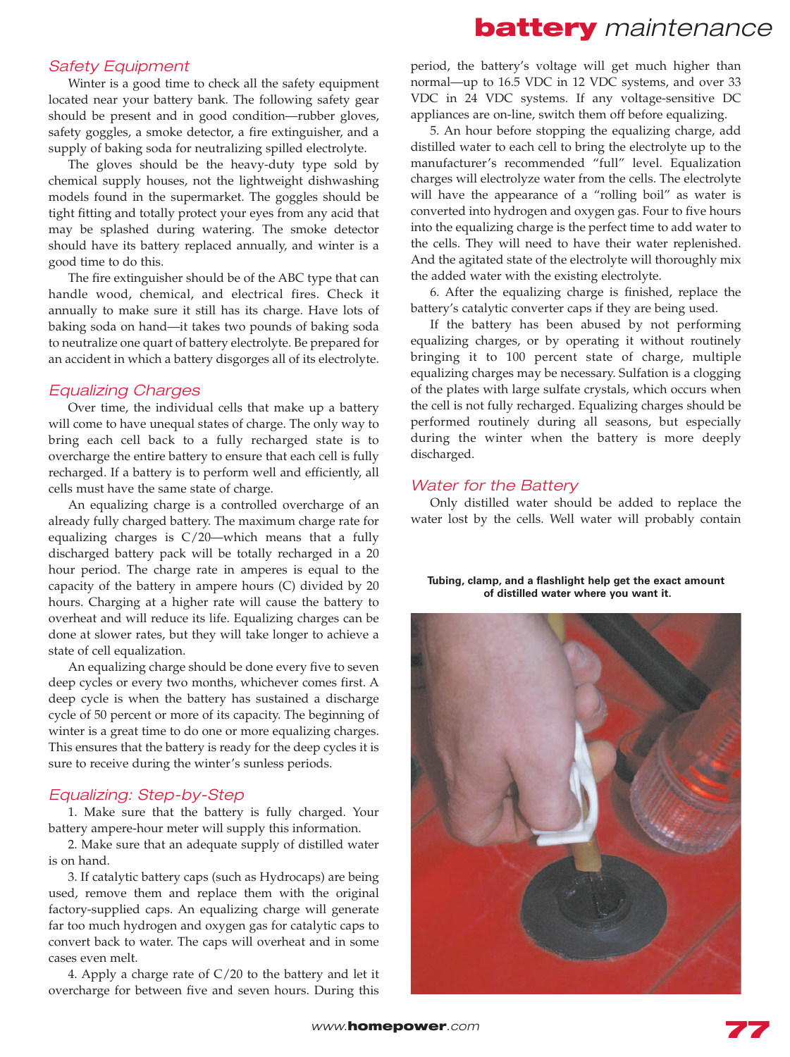## Safety Equipment

Winter is a good time to check all the safety equipment located near your battery bank. The following safety gear should be present and in good condition—rubber gloves, safety goggles, a smoke detector, a fire extinguisher, and a supply of baking soda for neutralizing spilled electrolyte.

The gloves should be the heavy-duty type sold by chemical supply houses, not the lightweight dishwashing models found in the supermarket. The goggles should be tight fitting and totally protect your eyes from any acid that may be splashed during watering. The smoke detector should have its battery replaced annually, and winter is a good time to do this.

The fire extinguisher should be of the ABC type that can handle wood, chemical, and electrical fires. Check it annually to make sure it still has its charge. Have lots of baking soda on hand—it takes two pounds of baking soda to neutralize one quart of battery electrolyte. Be prepared for an accident in which a battery disgorges all of its electrolyte.

## Equalizing Charges

Over time, the individual cells that make up a battery will come to have unequal states of charge. The only way to bring each cell back to a fully recharged state is to overcharge the entire battery to ensure that each cell is fully recharged. If a battery is to perform well and efficiently, all cells must have the same state of charge.

An equalizing charge is a controlled overcharge of an already fully charged battery. The maximum charge rate for equalizing charges is C/20—which means that a fully discharged battery pack will be totally recharged in a 20 hour period. The charge rate in amperes is equal to the capacity of the battery in ampere hours (C) divided by 20 hours. Charging at a higher rate will cause the battery to overheat and will reduce its life. Equalizing charges can be done at slower rates, but they will take longer to achieve a state of cell equalization.

An equalizing charge should be done every five to seven deep cycles or every two months, whichever comes first. A deep cycle is when the battery has sustained a discharge cycle of 50 percent or more of its capacity. The beginning of winter is a great time to do one or more equalizing charges. This ensures that the battery is ready for the deep cycles it is sure to receive during the winter's sunless periods.

## Equalizing: Step-by-Step

1. Make sure that the battery is fully charged. Your battery ampere-hour meter will supply this information.

2. Make sure that an adequate supply of distilled water is on hand.

3. If catalytic battery caps (such as Hydrocaps) are being used, remove them and replace them with the original factory-supplied caps. An equalizing charge will generate far too much hydrogen and oxygen gas for catalytic caps to convert back to water. The caps will overheat and in some cases even melt.

4. Apply a charge rate of C/20 to the battery and let it overcharge for between five and seven hours. During this period, the battery's voltage will get much higher than normal—up to 16.5 VDC in 12 VDC systems, and over 33 VDC in 24 VDC systems. If any voltage-sensitive DC appliances are on-line, switch them off before equalizing.

5. An hour before stopping the equalizing charge, add distilled water to each cell to bring the electrolyte up to the manufacturer's recommended "full" level. Equalization charges will electrolyze water from the cells. The electrolyte will have the appearance of a "rolling boil" as water is converted into hydrogen and oxygen gas. Four to five hours into the equalizing charge is the perfect time to add water to the cells. They will need to have their water replenished. And the agitated state of the electrolyte will thoroughly mix the added water with the existing electrolyte.

6. After the equalizing charge is finished, replace the battery's catalytic converter caps if they are being used.

If the battery has been abused by not performing equalizing charges, or by operating it without routinely bringing it to 100 percent state of charge, multiple equalizing charges may be necessary. Sulfation is a clogging of the plates with large sulfate crystals, which occurs when the cell is not fully recharged. Equalizing charges should be performed routinely during all seasons, but especially during the winter when the battery is more deeply discharged.

## Water for the Battery

Only distilled water should be added to replace the water lost by the cells. Well water will probably contain

**Tubing, clamp, and a flashlight help get the exact amount of distilled water where you want it.**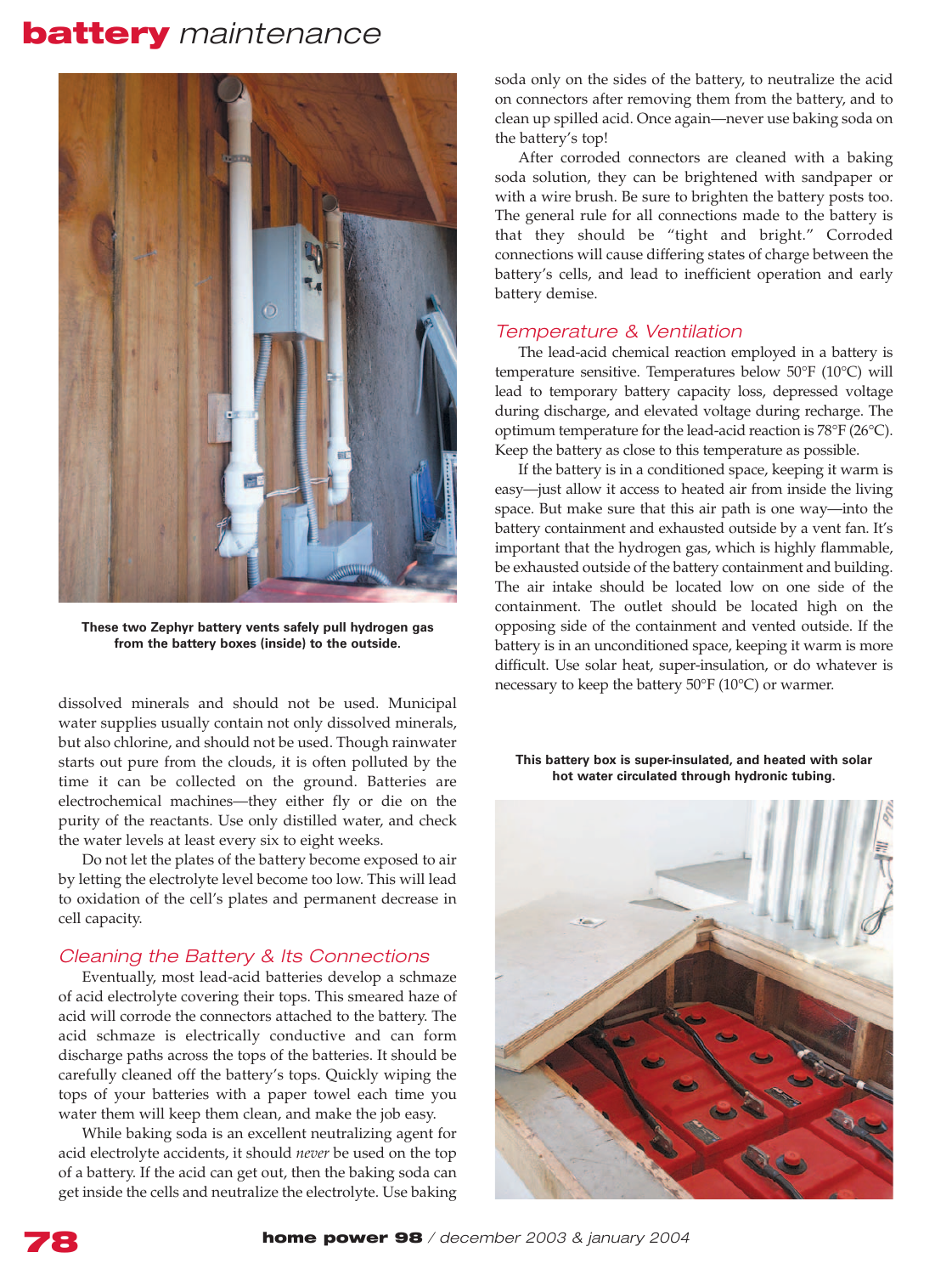These two Zephyr battery vents safely pull hydrogen gas from the battery boxes (inside) to the outside.

dissolved minerals and should not be used. Municipal water supplies usually contain not only dissolved minerals, but also chlorine, and should not be used. Though rainwater starts out pure from the clouds, it is often polluted by the time it can be collected on the ground. Batteries are electrochemical machines—they either fly or die on the purity of the reactants. Use only distilled water, and check the water levels at least every six to eight weeks.

Do not let the plates of the battery become exposed to air by letting the electrolyte level become too low. This will lead to oxidation of the cell's plates and permanent decrease in cell capacity.

## Cleaning the Battery & Its Connections

Eventually, most lead-acid batteries develop a schmaze of acid electrolyte covering their tops. This smeared haze of acid will corrode the connectors attached to the battery. The acid schmaze is electrically conductive and can form discharge paths across the tops of the batteries. It should be carefully cleaned off the battery's tops. Quickly wiping the tops of your batteries with a paper towel each time you water them will keep them clean, and make the job easy.

While baking soda is an excellent neutralizing agent for acid electrolyte accidents, it should *never* be used on the top of a battery. If the acid can get out, then the baking soda can get inside the cells and neutralize the electrolyte. Use baking soda only on the sides of the battery, to neutralize the acid on connectors after removing them from the battery, and to clean up spilled acid. Once again—never use baking soda on the battery's top!

After corroded connectors are cleaned with a baking soda solution, they can be brightened with sandpaper or with a wire brush. Be sure to brighten the battery posts too. The general rule for all connections made to the battery is that they should be "tight and bright." Corroded connections will cause differing states of charge between the battery's cells, and lead to inefficient operation and early battery demise.

## Temperature & Ventilation

The lead-acid chemical reaction employed in a battery is temperature sensitive. Temperatures below 50°F (10°C) will lead to temporary battery capacity loss, depressed voltage during discharge, and elevated voltage during recharge. The optimum temperature for the lead-acid reaction is 78°F (26°C). Keep the battery as close to this temperature as possible.

If the battery is in a conditioned space, keeping it warm is easy—just allow it access to heated air from inside the living space. But make sure that this air path is one way—into the battery containment and exhausted outside by a vent fan. It's important that the hydrogen gas, which is highly flammable, be exhausted outside of the battery containment and building. The air intake should be located low on one side of the containment. The outlet should be located high on the opposing side of the containment and vented outside. If the battery is in an unconditioned space, keeping it warm is more difficult. Use solar heat, super-insulation, or do whatever is necessary to keep the battery 50°F (10°C) or warmer.

This battery box is super-insulated, and heated with solar hot water circulated through hydronic tubing.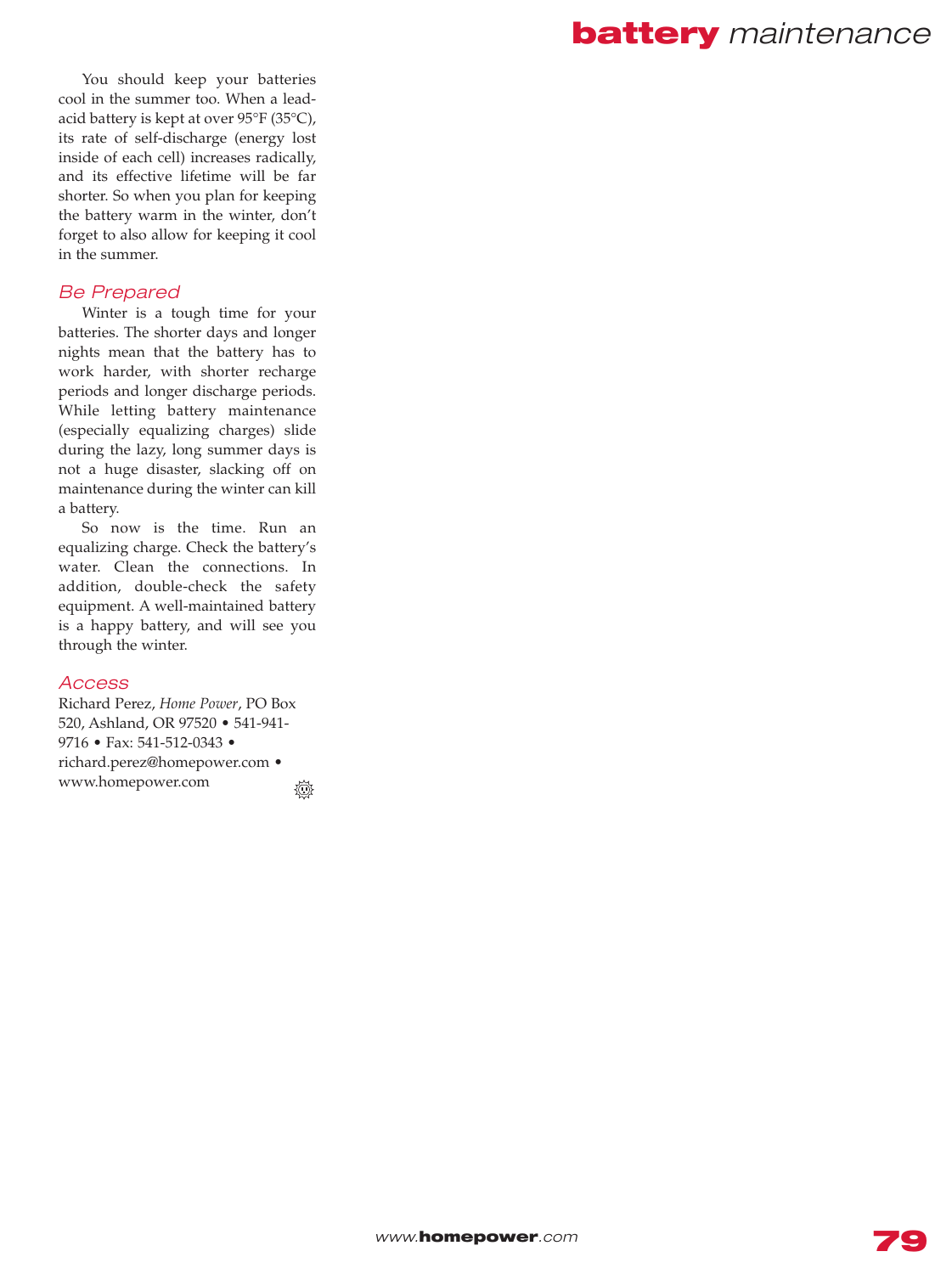You should keep your batteries cool in the summer too. When a lead-acid battery is kept at over 95°F (35°C), its rate of self-discharge (energy lost inside of each cell) increases radically, and its effective lifetime will be far shorter. So when you plan for keeping the battery warm in the winter, don't forget to also allow for keeping it cool in the summer.

## *Be Prepared*

Winter is a tough time for your batteries. The shorter days and longer nights mean that the battery has to work harder, with shorter recharge periods and longer discharge periods. While letting battery maintenance (especially equalizing charges) slide during the lazy, long summer days is not a huge disaster, slacking off on maintenance during the winter can kill a battery.

So now is the time. Run an equalizing charge. Check the battery's water. Clean the connections. In addition, double-check the safety equipment. A well-maintained battery is a happy battery, and will see you through the winter.

## *Access*

Richard Perez, *Home Power*, PO Box 520, Ashland, OR 97520 • 541-941-9716 • Fax: 541-512-0343 • richard.perez@homepower.com • www.homepower.com